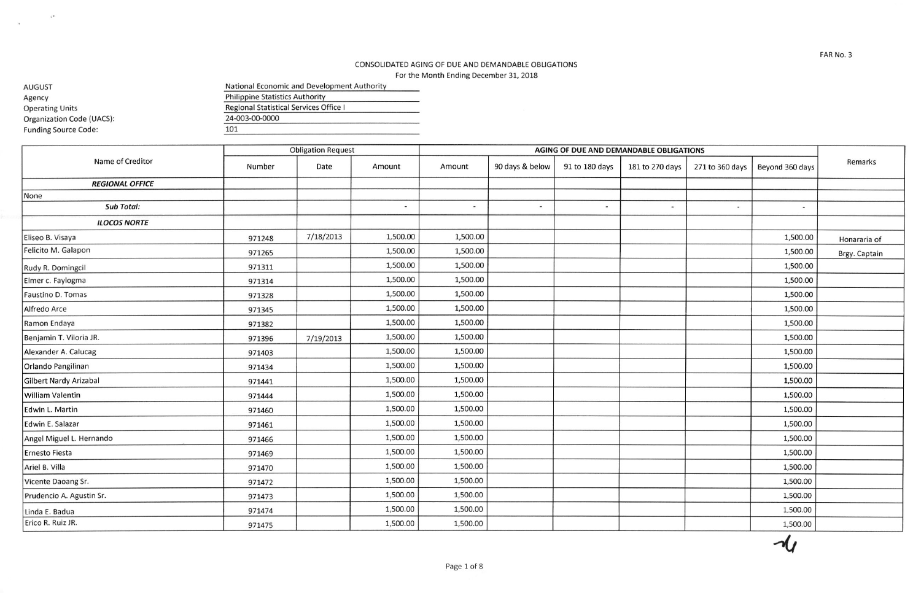FAR No. 3

CONSOLIDATED AGING OF DUE AND DEMANDABLE OBLIGATIONS
For the Month Ending December 31, 2018

| | |
|---|---|
| AUGUST | National Economic and Development Authority |
| Agency | Philippine Statistics Authority |
| Operating Units | Regional Statistical Services Office I |
| Organization Code (UACS): | 24-003-00-0000 |
| Funding Source Code: | 101 |

| Name of Creditor | Obligation Request | | | AGING OF DUE AND DEMANDABLE OBLIGATIONS | | | | | | Remarks |
|---|---|---|---|---|---|---|---|---|---|---|
| | Number | Date | Amount | Amount | 90 days & below | 91 to 180 days | 181 to 270 days | 271 to 360 days | Beyond 360 days | |
| ***REGIONAL OFFICE*** | | | | | | | | | | |
| None | | | | | | | | | | |
| ***Sub Total:*** | | | - | - | - | - | - | - | - | |
| ***ILOCOS NORTE*** | | | | | | | | | | |
| Eliseo B. Visaya | 971248 | 7/18/2013 | 1,500.00 | 1,500.00 | | | | | 1,500.00 | Honararia of |
| Felicito M. Galapon | 971265 | | 1,500.00 | 1,500.00 | | | | | 1,500.00 | Brgy. Captain |
| Rudy R. Domingcil | 971311 | | 1,500.00 | 1,500.00 | | | | | 1,500.00 | |
| Elmer c. Faylogma | 971314 | | 1,500.00 | 1,500.00 | | | | | 1,500.00 | |
| Faustino D. Tomas | 971328 | | 1,500.00 | 1,500.00 | | | | | 1,500.00 | |
| Alfredo Arce | 971345 | | 1,500.00 | 1,500.00 | | | | | 1,500.00 | |
| Ramon Endaya | 971382 | | 1,500.00 | 1,500.00 | | | | | 1,500.00 | |
| Benjamin T. Viloria JR. | 971396 | 7/19/2013 | 1,500.00 | 1,500.00 | | | | | 1,500.00 | |
| Alexander A. Calucag | 971403 | | 1,500.00 | 1,500.00 | | | | | 1,500.00 | |
| Orlando Pangilinan | 971434 | | 1,500.00 | 1,500.00 | | | | | 1,500.00 | |
| Gilbert Nardy Arizabal | 971441 | | 1,500.00 | 1,500.00 | | | | | 1,500.00 | |
| William Valentin | 971444 | | 1,500.00 | 1,500.00 | | | | | 1,500.00 | |
| Edwin L. Martin | 971460 | | 1,500.00 | 1,500.00 | | | | | 1,500.00 | |
| Edwin E. Salazar | 971461 | | 1,500.00 | 1,500.00 | | | | | 1,500.00 | |
| Angel Miguel L. Hernando | 971466 | | 1,500.00 | 1,500.00 | | | | | 1,500.00 | |
| Ernesto Fiesta | 971469 | | 1,500.00 | 1,500.00 | | | | | 1,500.00 | |
| Ariel B. Villa | 971470 | | 1,500.00 | 1,500.00 | | | | | 1,500.00 | |
| Vicente Daoang Sr. | 971472 | | 1,500.00 | 1,500.00 | | | | | 1,500.00 | |
| Prudencio A. Agustin Sr. | 971473 | | 1,500.00 | 1,500.00 | | | | | 1,500.00 | |
| Linda E. Badua | 971474 | | 1,500.00 | 1,500.00 | | | | | 1,500.00 | |
| Erico R. Ruiz JR. | 971475 | | 1,500.00 | 1,500.00 | | | | | 1,500.00 | |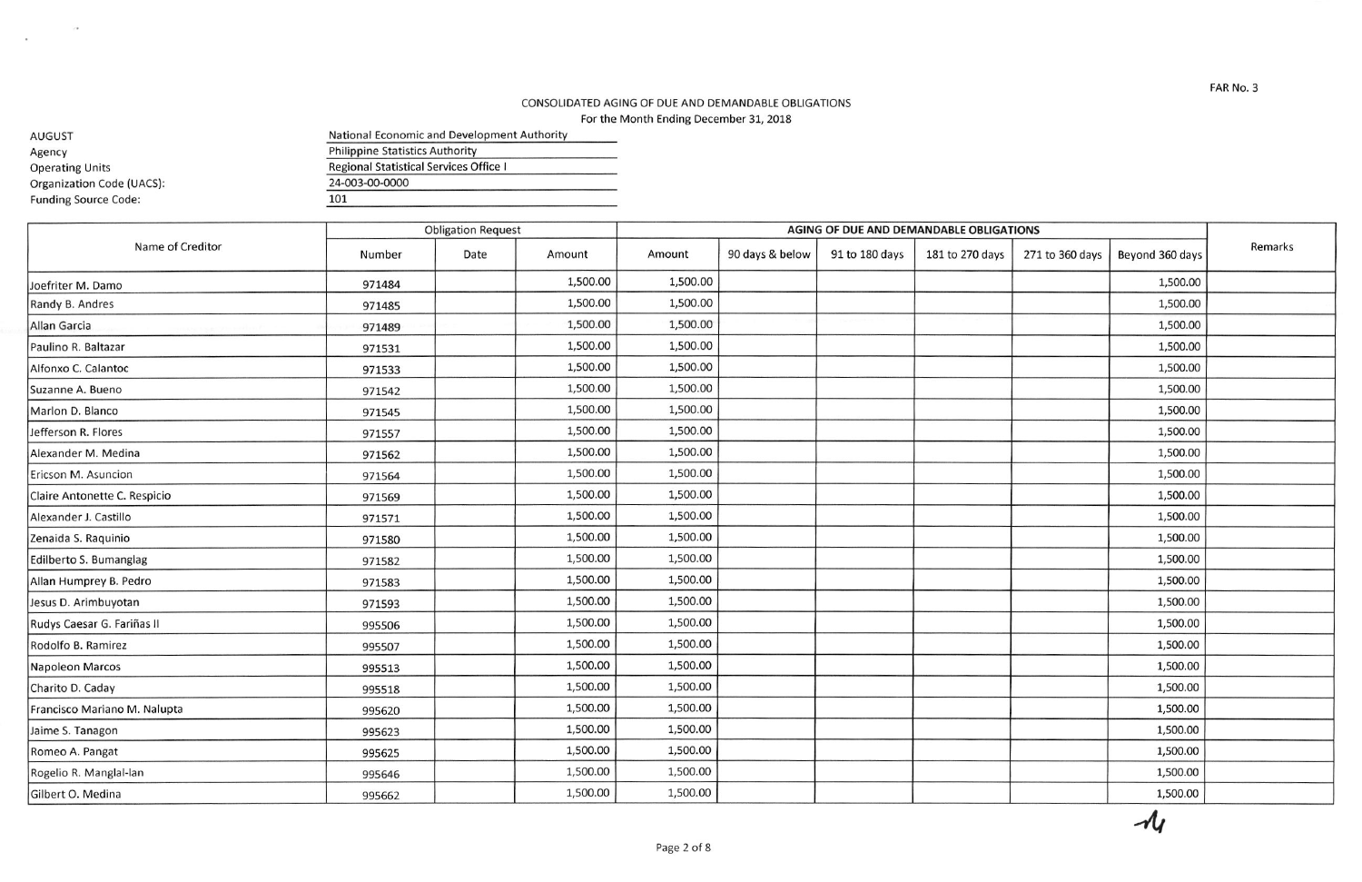FAR No. 3

CONSOLIDATED AGING OF DUE AND DEMANDABLE OBLIGATIONS
For the Month Ending December 31, 2018

AUGUST — National Economic and Development Authority
Agency — Philippine Statistics Authority
Operating Units — Regional Statistical Services Office I
Organization Code (UACS): 24-003-00-0000
Funding Source Code: 101

| Name of Creditor | Obligation Request | | | AGING OF DUE AND DEMANDABLE OBLIGATIONS | | | | | | Remarks |
|---|---|---|---|---|---|---|---|---|---|---|
| | Number | Date | Amount | Amount | 90 days & below | 91 to 180 days | 181 to 270 days | 271 to 360 days | Beyond 360 days | |
| Joefriter M. Damo | 971484 | | 1,500.00 | 1,500.00 | | | | | 1,500.00 | |
| Randy B. Andres | 971485 | | 1,500.00 | 1,500.00 | | | | | 1,500.00 | |
| Allan Garcia | 971489 | | 1,500.00 | 1,500.00 | | | | | 1,500.00 | |
| Paulino R. Baltazar | 971531 | | 1,500.00 | 1,500.00 | | | | | 1,500.00 | |
| Alfonxo C. Calantoc | 971533 | | 1,500.00 | 1,500.00 | | | | | 1,500.00 | |
| Suzanne A. Bueno | 971542 | | 1,500.00 | 1,500.00 | | | | | 1,500.00 | |
| Marlon D. Blanco | 971545 | | 1,500.00 | 1,500.00 | | | | | 1,500.00 | |
| Jefferson R. Flores | 971557 | | 1,500.00 | 1,500.00 | | | | | 1,500.00 | |
| Alexander M. Medina | 971562 | | 1,500.00 | 1,500.00 | | | | | 1,500.00 | |
| Ericson M. Asuncion | 971564 | | 1,500.00 | 1,500.00 | | | | | 1,500.00 | |
| Claire Antonette C. Respicio | 971569 | | 1,500.00 | 1,500.00 | | | | | 1,500.00 | |
| Alexander J. Castillo | 971571 | | 1,500.00 | 1,500.00 | | | | | 1,500.00 | |
| Zenaida S. Raquinio | 971580 | | 1,500.00 | 1,500.00 | | | | | 1,500.00 | |
| Edilberto S. Bumanglag | 971582 | | 1,500.00 | 1,500.00 | | | | | 1,500.00 | |
| Allan Humprey B. Pedro | 971583 | | 1,500.00 | 1,500.00 | | | | | 1,500.00 | |
| Jesus D. Arimbuyotan | 971593 | | 1,500.00 | 1,500.00 | | | | | 1,500.00 | |
| Rudys Caesar G. Fariñas II | 995506 | | 1,500.00 | 1,500.00 | | | | | 1,500.00 | |
| Rodolfo B. Ramirez | 995507 | | 1,500.00 | 1,500.00 | | | | | 1,500.00 | |
| Napoleon Marcos | 995513 | | 1,500.00 | 1,500.00 | | | | | 1,500.00 | |
| Charito D. Caday | 995518 | | 1,500.00 | 1,500.00 | | | | | 1,500.00 | |
| Francisco Mariano M. Nalupta | 995620 | | 1,500.00 | 1,500.00 | | | | | 1,500.00 | |
| Jaime S. Tanagon | 995623 | | 1,500.00 | 1,500.00 | | | | | 1,500.00 | |
| Romeo A. Pangat | 995625 | | 1,500.00 | 1,500.00 | | | | | 1,500.00 | |
| Rogelio R. Manglal-lan | 995646 | | 1,500.00 | 1,500.00 | | | | | 1,500.00 | |
| Gilbert O. Medina | 995662 | | 1,500.00 | 1,500.00 | | | | | 1,500.00 | |